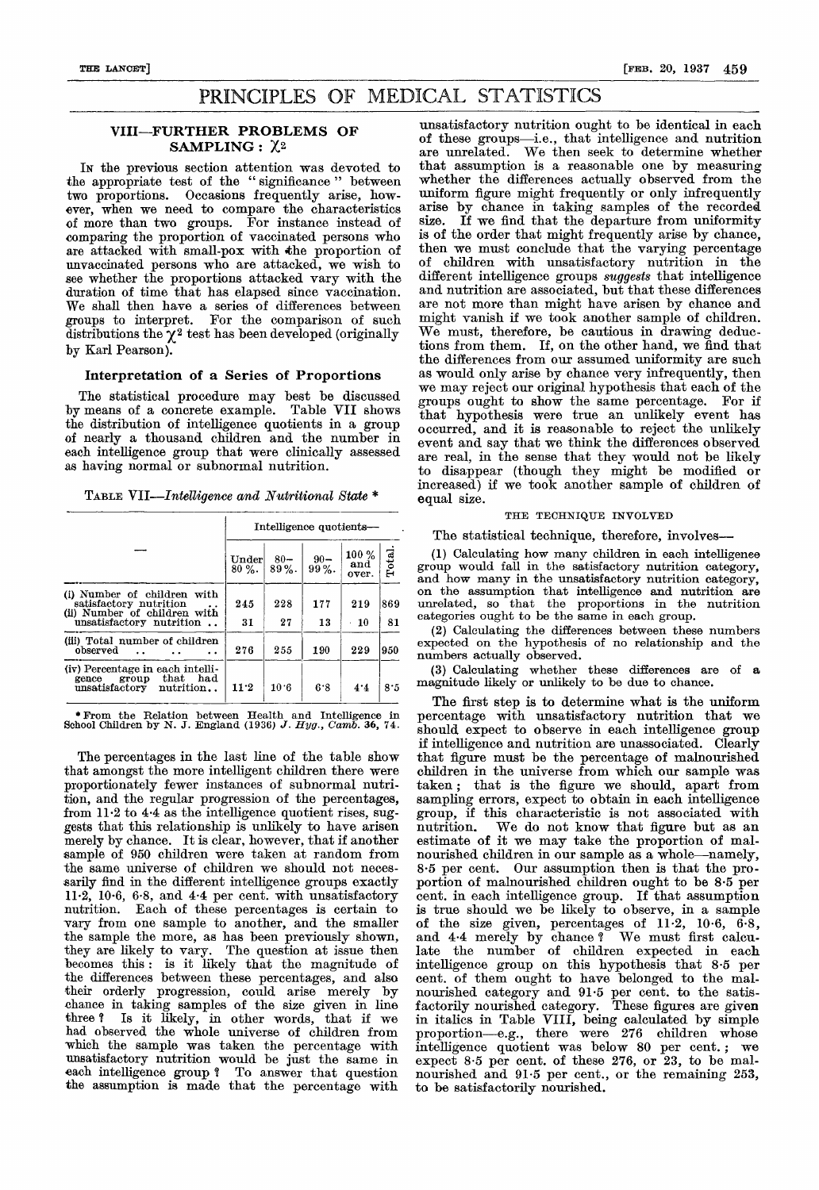# PRINCIPLES OF MEDICAL STATISTICS

## VIII—FURTHER PROBLEMS OF SAMPLING : $\chi^2$

In the previous section attention was devoted to the appropriate test of the "significance" between two proportions. Occasions frequently arise, however, when we need to compare the characteristics of more than two groups. For instance instead of comparing the proportion of vaccinated persons who are attacked with small-pox with the proportion of unvaccinated persons who are attacked, we wish to see whether the proportions attacked vary with the duration of time that has elapsed since vaccination. We shall then have a series of differences between groups to interpret. For the comparison of such distributions the $\chi^2$ test has been developed (originally by Karl Pearson).

### Interpretation of a Series of Proportions

The statistical procedure may best be discussed by means of a concrete example. Table VII shows the distribution of intelligence quotients in a group of nearly a thousand children and the number in each intelligence group that were clinically assessed as having normal or subnormal nutrition.

TABLE VII—*Intelligence and Nutritional State* *

| — | Intelligence quotients— | | | | |
|---|---|---|---|---|---|
| | Under 80 %. | 80– 89 %. | 90– 99 %. | 100 % and over. | Total. |
| (i) Number of children with satisfactory nutrition .. | 245 | 228 | 177 | 219 | 869 |
| (ii) Number of children with unsatisfactory nutrition .. | 31 | 27 | 13 | 10 | 81 |
| (iii) Total number of children observed .. .. .. | 276 | 255 | 190 | 229 | 950 |
| (iv) Percentage in each intelligence group that had unsatisfactory nutrition.. | 11·2 | 10·6 | 6·8 | 4·4 | 8·5 |

\* From the Relation between Health and Intelligence in School Children by N. J. England (1936) *J. Hyg., Camb.* 36, 74.

The percentages in the last line of the table show that amongst the more intelligent children there were proportionately fewer instances of subnormal nutrition, and the regular progression of the percentages, from 11·2 to 4·4 as the intelligence quotient rises, suggests that this relationship is unlikely to have arisen merely by chance. It is clear, however, that if another sample of 950 children were taken at random from the same universe of children we should not necessarily find in the different intelligence groups exactly 11·2, 10·6, 6·8, and 4·4 per cent. with unsatisfactory nutrition. Each of these percentages is certain to vary from one sample to another, and the smaller the sample the more, as has been previously shown, they are likely to vary. The question at issue then becomes this: is it likely that the magnitude of the differences between these percentages, and also their orderly progression, could arise merely by chance in taking samples of the size given in line three? Is it likely, in other words, that if we had observed the whole universe of children from which the sample was taken the percentage with unsatisfactory nutrition would be just the same in each intelligence group? To answer that question the assumption is made that the percentage with unsatisfactory nutrition ought to be identical in each of these groups—i.e., that intelligence and nutrition are unrelated. We then seek to determine whether that assumption is a reasonable one by measuring whether the differences actually observed from the uniform figure might frequently or only infrequently arise by chance in taking samples of the recorded size. If we find that the departure from uniformity is of the order that might frequently arise by chance, then we must conclude that the varying percentage of children with unsatisfactory nutrition in the different intelligence groups *suggests* that intelligence and nutrition are associated, but that these differences are not more than might have arisen by chance and might vanish if we took another sample of children. We must, therefore, be cautious in drawing deductions from them. If, on the other hand, we find that the differences from our assumed uniformity are such as would only arise by chance very infrequently, then we may reject our original hypothesis that each of the groups ought to show the same percentage. For if that hypothesis were true an unlikely event has occurred, and it is reasonable to reject the unlikely event and say that we think the differences observed are real, in the sense that they would not be likely to disappear (though they might be modified or increased) if we took another sample of children of equal size.

#### THE TECHNIQUE INVOLVED

The statistical technique, therefore, involves—

(1) Calculating how many children in each intelligence group would fall in the satisfactory nutrition category, and how many in the unsatisfactory nutrition category, on the assumption that intelligence and nutrition are unrelated, so that the proportions in the nutrition categories ought to be the same in each group.

(2) Calculating the differences between these numbers expected on the hypothesis of no relationship and the numbers actually observed.

(3) Calculating whether these differences are of a magnitude likely or unlikely to be due to chance.

The first step is to determine what is the uniform percentage with unsatisfactory nutrition that we should expect to observe in each intelligence group if intelligence and nutrition are unassociated. Clearly that figure must be the percentage of malnourished children in the universe from which our sample was taken; that is the figure we should, apart from sampling errors, expect to obtain in each intelligence group, if this characteristic is not associated with nutrition. We do not know that figure but as an estimate of it we may take the proportion of malnourished children in our sample as a whole—namely, 8·5 per cent. Our assumption then is that the proportion of malnourished children ought to be 8·5 per cent. in each intelligence group. If that assumption is true should we be likely to observe, in a sample of the size given, percentages of 11·2, 10·6, 6·8, and 4·4 merely by chance? We must first calculate the number of children expected in each intelligence group on this hypothesis that 8·5 per cent. of them ought to have belonged to the malnourished category and 91·5 per cent. to the satisfactorily nourished category. These figures are given in italics in Table VIII, being calculated by simple proportion—e.g., there were 276 children whose intelligence quotient was below 80 per cent.; we expect 8·5 per cent. of these 276, or 23, to be malnourished and 91·5 per cent., or the remaining 253, to be satisfactorily nourished.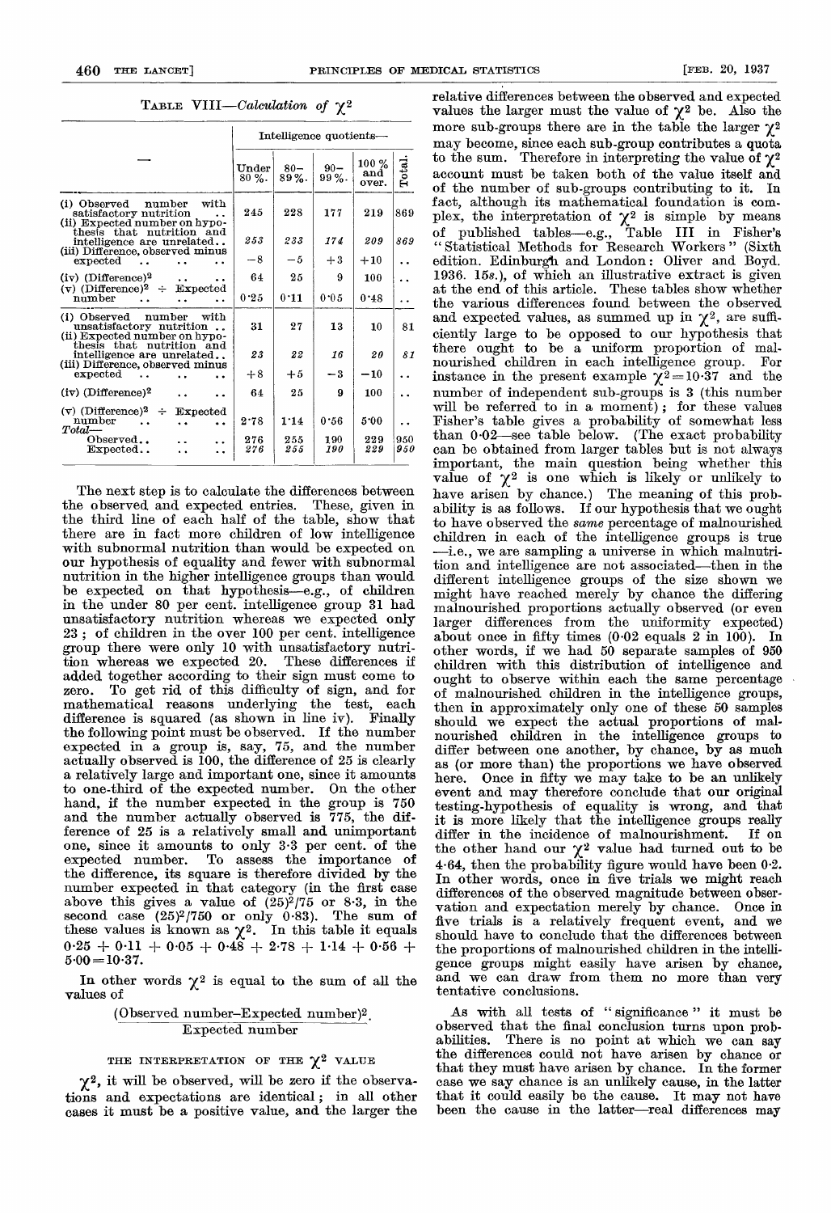TABLE VIII—*Calculation of $\chi^2$*

| — | Intelligence quotients— | | | | |
|---|---|---|---|---|---|
| | Under 80 %. | 80– 89 %. | 90– 99 %. | 100 % and over. | Total. |
| (i) Observed number with satisfactory nutrition | 245 | 228 | 177 | 219 | 869 |
| (ii) Expected number on hypothesis that nutrition and intelligence are unrelated | *253* | *233* | *174* | *209* | *869* |
| (iii) Difference, observed minus expected | −8 | −5 | +3 | +10 | .. |
| (iv) (Difference)$^2$ | 64 | 25 | 9 | 100 | .. |
| (v) (Difference)$^2$ ÷ Expected number | 0·25 | 0·11 | 0·05 | 0·48 | .. |
| (i) Observed number with unsatisfactory nutrition | 31 | 27 | 13 | 10 | 81 |
| (ii) Expected number on hypothesis that nutrition and intelligence are unrelated | *23* | *22* | *16* | *20* | *81* |
| (iii) Difference, observed minus expected | +8 | +5 | −3 | −10 | .. |
| (iv) (Difference)$^2$ | 64 | 25 | 9 | 100 | .. |
| (v) (Difference)$^2$ ÷ Expected number | 2·78 | 1·14 | 0·56 | 5·00 | .. |
| *Total*— | | | | | |
| Observed | 276 | 255 | 190 | 229 | 950 |
| Expected | *276* | *255* | *190* | *229* | *950* |

The next step is to calculate the differences between the observed and expected entries. These, given in the third line of each half of the table, show that there are in fact more children of low intelligence with subnormal nutrition than would be expected on our hypothesis of equality and fewer with subnormal nutrition in the higher intelligence groups than would be expected on that hypothesis—e.g., of children in the under 80 per cent. intelligence group 31 had unsatisfactory nutrition whereas we expected only 23; of children in the over 100 per cent. intelligence group there were only 10 with unsatisfactory nutrition whereas we expected 20. These differences if added together according to their sign must come to zero. To get rid of this difficulty of sign, and for mathematical reasons underlying the test, each difference is squared (as shown in line iv). Finally the following point must be observed. If the number expected in a group is, say, 75, and the number actually observed is 100, the difference of 25 is clearly a relatively large and important one, since it amounts to one-third of the expected number. On the other hand, if the number expected in the group is 750 and the number actually observed is 775, the difference of 25 is a relatively small and unimportant one, since it amounts to only 3·3 per cent. of the expected number. To assess the importance of the difference, its square is therefore divided by the number expected in that category (in the first case above this gives a value of $(25)^2/75$ or 8·3, in the second case $(25)^2/750$ or only 0·83). The sum of these values is known as $\chi^2$. In this table it equals $0{\cdot}25 + 0{\cdot}11 + 0{\cdot}05 + 0{\cdot}48 + 2{\cdot}78 + 1{\cdot}14 + 0{\cdot}56 + 5{\cdot}00 = 10{\cdot}37$.

In other words $\chi^2$ is equal to the sum of all the values of

$$\frac{(\text{Observed number}-\text{Expected number})^2}{\text{Expected number}}.$$

### THE INTERPRETATION OF THE $\chi^2$ VALUE

$\chi^2$, it will be observed, will be zero if the observations and expectations are identical; in all other cases it must be a positive value, and the larger the relative differences between the observed and expected values the larger must the value of $\chi^2$ be. Also the more sub-groups there are in the table the larger $\chi^2$ may become, since each sub-group contributes a quota to the sum. Therefore in interpreting the value of $\chi^2$ account must be taken both of the value itself and of the number of sub-groups contributing to it. In fact, although its mathematical foundation is complex, the interpretation of $\chi^2$ is simple by means of published tables—e.g., Table III in Fisher's "Statistical Methods for Research Workers" (Sixth edition. Edinburgh and London: Oliver and Boyd. 1936. 15*s*.), of which an illustrative extract is given at the end of this article. These tables show whether the various differences found between the observed and expected values, as summed up in $\chi^2$, are sufficiently large to be opposed to our hypothesis that there ought to be a uniform proportion of malnourished children in each intelligence group. For instance in the present example $\chi^2 = 10{\cdot}37$ and the number of independent sub-groups is 3 (this number will be referred to in a moment); for these values Fisher's table gives a probability of somewhat less than 0·02—see table below. (The exact probability can be obtained from larger tables but is not always important, the main question being whether this value of $\chi^2$ is one which is likely or unlikely to have arisen by chance.) The meaning of this probability is as follows. If our hypothesis that we ought to have observed the *same* percentage of malnourished children in each of the intelligence groups is true—i.e., we are sampling a universe in which malnutrition and intelligence are not associated—then in the different intelligence groups of the size shown we might have reached merely by chance the differing malnourished proportions actually observed (or even larger differences from the uniformity expected) about once in fifty times (0·02 equals 2 in 100). In other words, if we had 50 separate samples of 950 children with this distribution of intelligence and ought to observe within each the same percentage of malnourished children in the intelligence groups, then in approximately only one of these 50 samples should we expect the actual proportions of malnourished children in the intelligence groups to differ between one another, by chance, by as much as (or more than) the proportions we have observed here. Once in fifty we may take to be an unlikely event and may therefore conclude that our original testing-hypothesis of equality is wrong, and that it is more likely that the intelligence groups really differ in the incidence of malnourishment. If on the other hand our $\chi^2$ value had turned out to be 4·64, then the probability figure would have been 0·2. In other words, once in five trials we might reach differences of the observed magnitude between observation and expectation merely by chance. Once in five trials is a relatively frequent event, and we should have to conclude that the differences between the proportions of malnourished children in the intelligence groups might easily have arisen by chance, and we can draw from them no more than very tentative conclusions.

As with all tests of "significance" it must be observed that the final conclusion turns upon probabilities. There is no point at which we can say the differences could not have arisen by chance or that they must have arisen by chance. In the former case we say chance is an unlikely cause, in the latter that it could easily be the cause. It may not have been the cause in the latter—real differences may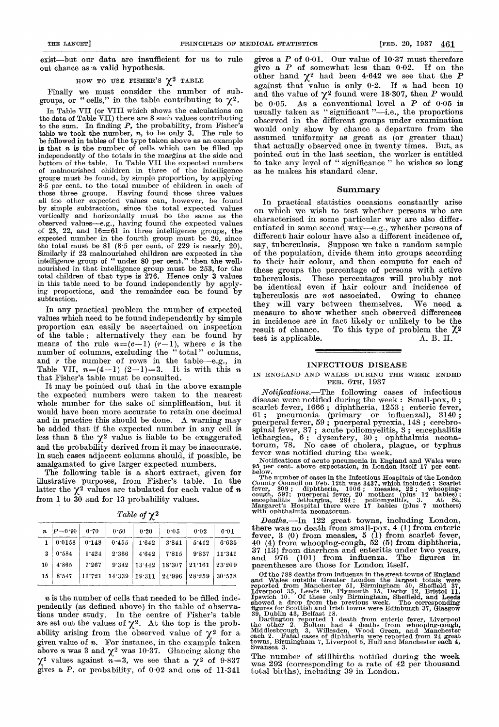exist—but our data are insufficient for us to rule out chance as a valid hypothesis.

### HOW TO USE FISHER'S $\chi^2$ TABLE

Finally we must consider the number of sub-groups, or "cells," in the table contributing to $\chi^2$.

In Table VII (or VIII which shows the calculations on the data of Table VII) there are 8 such values contributing to the sum. In finding $P$, the probability, from Fisher's table we took the number, $n$, to be only 3. The rule to be followed in tables of the type taken above as an example is that $n$ is the number of cells which can be filled up independently of the totals in the margins at the side and bottom of the table. In Table VII the expected numbers of malnourished children in three of the intelligence groups must be found, by simple proportion, by applying 8·5 per cent. to the total number of children in each of those three groups. Having found those three values all the other expected values can, however, be found by simple subtraction, since the total expected values vertically and horizontally must be the same as the observed values—e.g., having found the expected values of 23, 22, and 16=61 in three intelligence groups, the expected number in the fourth group must be 20, since the total must be 81 (8·5 per cent. of 229 is nearly 20). Similarly if 23 malnourished children are expected in the intelligence group of "under 80 per cent." then the well-nourished in that intelligence group must be 253, for the total children of that type is 276. Hence only 3 values in this table need to be found independently by applying proportions, and the remainder can be found by subtraction.

In any practical problem the number of expected values which need to be found independently by simple proportion can easily be ascertained on inspection of the table; alternatively they can be found by means of the rule $n=(c-1)\ (r-1)$, where $c$ is the number of columns, excluding the "total" columns, and $r$ the number of rows in the table—e.g., in Table VII, $n=(4-1)\ (2-1)=3$. It is with this $n$ that Fisher's table must be consulted.

It may be pointed out that in the above example the expected numbers were taken to the nearest whole number for the sake of simplification, but it would have been more accurate to retain one decimal and in practice this should be done. A warning may be added that if the expected number in any cell is less than 5 the $\chi^2$ value is liable to be exaggerated and the probability derived from it may be inaccurate. In such cases adjacent columns should, if possible, be amalgamated to give larger expected numbers.

The following table is a short extract, given for illustrative purposes, from Fisher's table. In the latter the $\chi^2$ values are tabulated for each value of $n$ from 1 to 30 and for 13 probability values.

*Table of* $\chi^2$

| $n$ | $P$=0·90 | 0·70 | 0·50 | 0·20 | 0·05 | 0·02 | 0·01 |
|---|---|---|---|---|---|---|---|
| 1 | 0·0158 | 0·148 | 0·455 | 1·642 | 3·841 | 5·412 | 6·635 |
| 3 | 0·584 | 1·424 | 2·366 | 4·642 | 7·815 | 9·837 | 11·341 |
| 10 | 4·865 | 7·267 | 9·342 | 13·442 | 18·307 | 21·161 | 23·209 |
| 15 | 8·547 | 11·721 | 14·339 | 19·311 | 24·996 | 28·259 | 30·578 |

$n$ is the number of cells that needed to be filled independently (as defined above) in the table of observations under study. In the centre of Fisher's table are set out the values of $\chi^2$. At the top is the probability arising from the observed value of $\chi^2$ for a given value of $n$. For instance, in the example taken above $n$ was 3 and $\chi^2$ was 10·37. Glancing along the $\chi^2$ values against $n=3$, we see that a $\chi^2$ of 9·837 gives a $P$, or probability, of 0·02 and one of 11·341 gives a $P$ of 0·01. Our value of 10·37 must therefore give a $P$ of somewhat less than 0·02. If on the other hand $\chi^2$ had been 4·642 we see that the $P$ against that value is only 0·2. If $n$ had been 10 and the value of $\chi^2$ found were 18·307, then $P$ would be 0·05. As a conventional level a $P$ of 0·05 is usually taken as "significant"—i.e., the proportions observed in the different groups under examination would only show by chance a departure from the assumed uniformity as great as (or greater than) that actually observed once in twenty times. But, as pointed out in the last section, the worker is entitled to take any level of "significance" he wishes so long as he makes his standard clear.

## Summary

In practical statistics occasions constantly arise on which we wish to test whether persons who are characterised in some particular way are also differentiated in some second way—e.g., whether persons of different hair colour have also a different incidence of, say, tuberculosis. Suppose we take a random sample of the population, divide them into groups according to their hair colour, and then compute for each of these groups the percentage of persons with active tuberculosis. These percentages will probably not be identical even if hair colour and incidence of tuberculosis are *not* associated. Owing to chance they will vary between themselves. We need a measure to show whether such observed differences in incidence are in fact likely or unlikely to be the result of chance. To this type of problem the $\chi^2$ test is applicable.

A. B. H.

---

## INFECTIOUS DISEASE

### IN ENGLAND AND WALES DURING THE WEEK ENDED FEB. 6TH, 1937

*Notifications.*—The following cases of infectious disease were notified during the week: Small-pox, 0; scarlet fever, 1666; diphtheria, 1253; enteric fever, 61; pneumonia (primary or influenzal), 3140; puerperal fever, 59; puerperal pyrexia, 148; cerebrospinal fever, 37; acute poliomyelitis, 3; encephalitis lethargica, 6; dysentery, 30; ophthalmia neonatorum, 78. No case of cholera, plague, or typhus fever was notified during the week.

Notifications of acute pneumonia in England and Wales were 95 per cent. above expectation, in London itself 17 per cent. below.

The number of cases in the Infectious Hospitals of the London County Council on Feb. 12th was 3437, which included: Scarlet fever, 809; diphtheria, 1006; measles, 22; whooping-cough, 597; puerperal fever, 20 mothers (plus 12 babies); encephalitis lethargica, 284; poliomyelitis, 3. At St. Margaret's Hospital there were 17 babies (plus 7 mothers) with ophthalmia neonatorum.

*Deaths.*—In 122 great towns, including London, there was no death from small-pox, 4 (1) from enteric fever, 3 (0) from measles, 5 (1) from scarlet fever, 40 (4) from whooping-cough, 52 (5) from diphtheria, 37 (13) from diarrhœa and enteritis under two years, and 976 (101) from influenza. The figures in parentheses are those for London itself.

Of the 788 deaths from influenza in the great towns of England and Wales outside Greater London the largest totals were reported from Manchester 51, Birmingham 50, Sheffield 37, Liverpool 35, Leeds 20, Plymouth 15, Derby 12, Bristol 11, Ipswich 10. Of these only Birmingham, Sheffield, and Leeds showed a drop from the previous week. The corresponding figures for Scottish and Irish towns were Edinburgh 37, Glasgow 39, Dublin 43, Belfast 18.

Darlington reported 1 death from enteric fever, Liverpool the other 2. Bolton had 4 deaths from whooping-cough, Middlesbrough 3, Willesden, Wood Green, and Manchester each 2. Fatal cases of diphtheria were reported from 24 great towns, Birmingham 7, Liverpool 5, Hull and Manchester each 4, Swansea 3.

The number of stillbirths notified during the week was 292 (corresponding to a rate of 42 per thousand total births), including 39 in London.